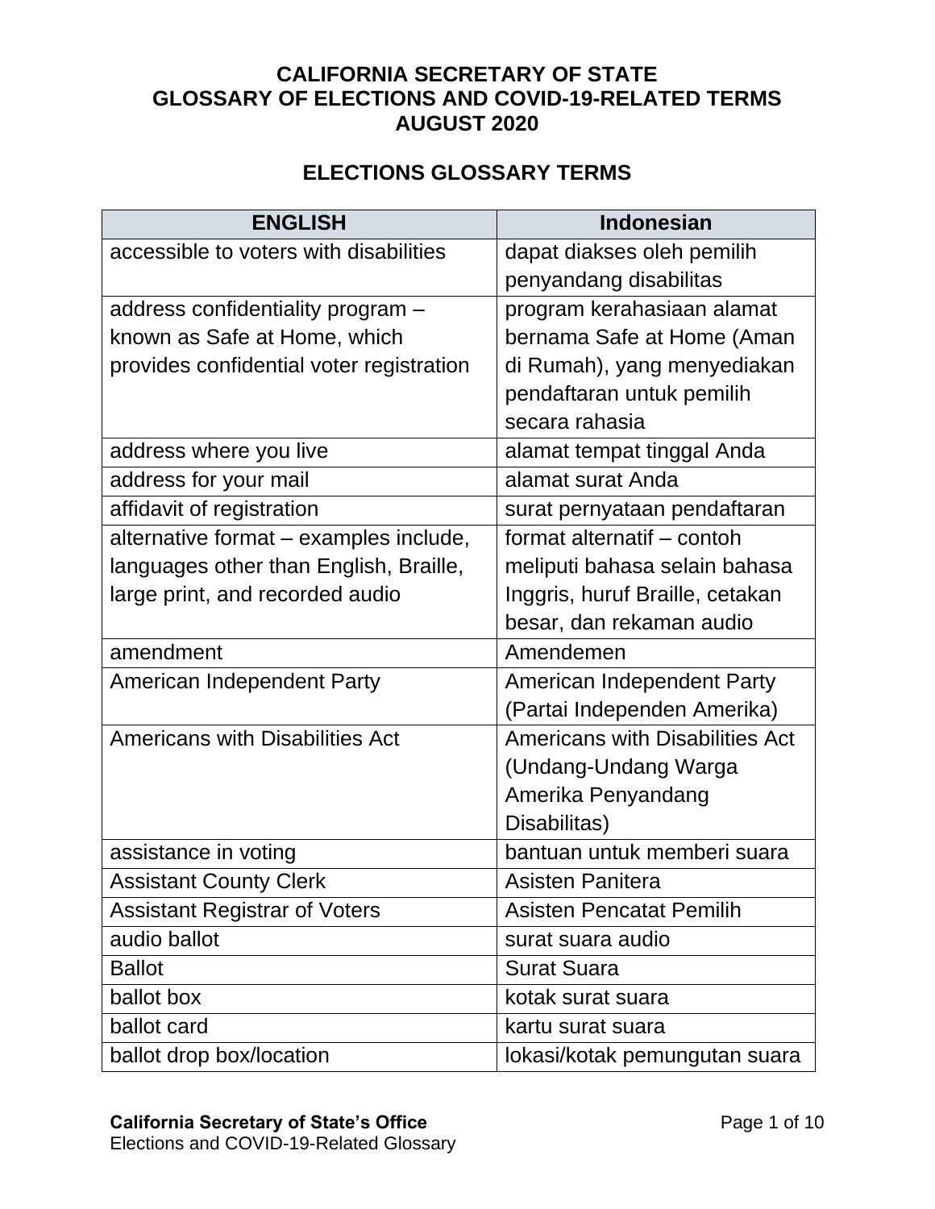# CALIFORNIA SECRETARY OF STATE
# GLOSSARY OF ELECTIONS AND COVID-19-RELATED TERMS
# AUGUST 2020

## ELECTIONS GLOSSARY TERMS

| ENGLISH | Indonesian |
| --- | --- |
| accessible to voters with disabilities | dapat diakses oleh pemilih penyandang disabilitas |
| address confidentiality program – known as Safe at Home, which provides confidential voter registration | program kerahasiaan alamat bernama Safe at Home (Aman di Rumah), yang menyediakan pendaftaran untuk pemilih secara rahasia |
| address where you live | alamat tempat tinggal Anda |
| address for your mail | alamat surat Anda |
| affidavit of registration | surat pernyataan pendaftaran |
| alternative format – examples include, languages other than English, Braille, large print, and recorded audio | format alternatif – contoh meliputi bahasa selain bahasa Inggris, huruf Braille, cetakan besar, dan rekaman audio |
| amendment | Amendemen |
| American Independent Party | American Independent Party (Partai Independen Amerika) |
| Americans with Disabilities Act | Americans with Disabilities Act (Undang-Undang Warga Amerika Penyandang Disabilitas) |
| assistance in voting | bantuan untuk memberi suara |
| Assistant County Clerk | Asisten Panitera |
| Assistant Registrar of Voters | Asisten Pencatat Pemilih |
| audio ballot | surat suara audio |
| Ballot | Surat Suara |
| ballot box | kotak surat suara |
| ballot card | kartu surat suara |
| ballot drop box/location | lokasi/kotak pemungutan suara |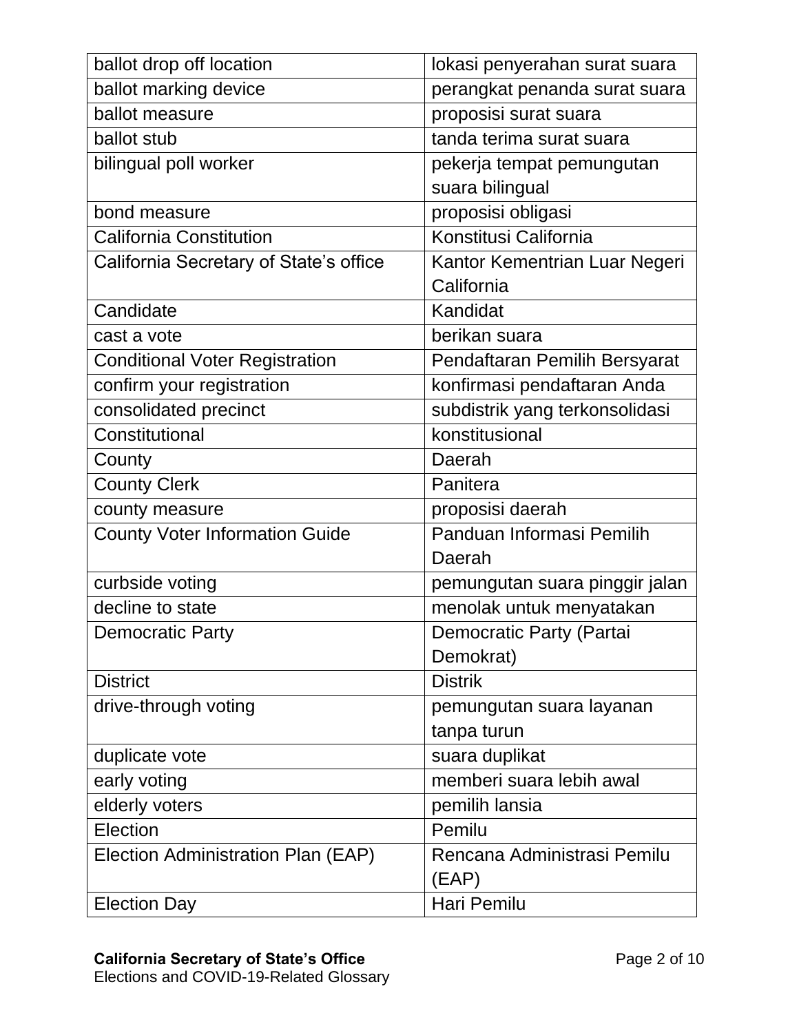| ballot drop off location | lokasi penyerahan surat suara |
| --- | --- |
| ballot marking device | perangkat penanda surat suara |
| ballot measure | proposisi surat suara |
| ballot stub | tanda terima surat suara |
| bilingual poll worker | pekerja tempat pemungutan suara bilingual |
| bond measure | proposisi obligasi |
| California Constitution | Konstitusi California |
| California Secretary of State’s office | Kantor Kementrian Luar Negeri California |
| Candidate | Kandidat |
| cast a vote | berikan suara |
| Conditional Voter Registration | Pendaftaran Pemilih Bersyarat |
| confirm your registration | konfirmasi pendaftaran Anda |
| consolidated precinct | subdistrik yang terkonsolidasi |
| Constitutional | konstitusional |
| County | Daerah |
| County Clerk | Panitera |
| county measure | proposisi daerah |
| County Voter Information Guide | Panduan Informasi Pemilih Daerah |
| curbside voting | pemungutan suara pinggir jalan |
| decline to state | menolak untuk menyatakan |
| Democratic Party | Democratic Party (Partai Demokrat) |
| District | Distrik |
| drive-through voting | pemungutan suara layanan tanpa turun |
| duplicate vote | suara duplikat |
| early voting | memberi suara lebih awal |
| elderly voters | pemilih lansia |
| Election | Pemilu |
| Election Administration Plan (EAP) | Rencana Administrasi Pemilu (EAP) |
| Election Day | Hari Pemilu |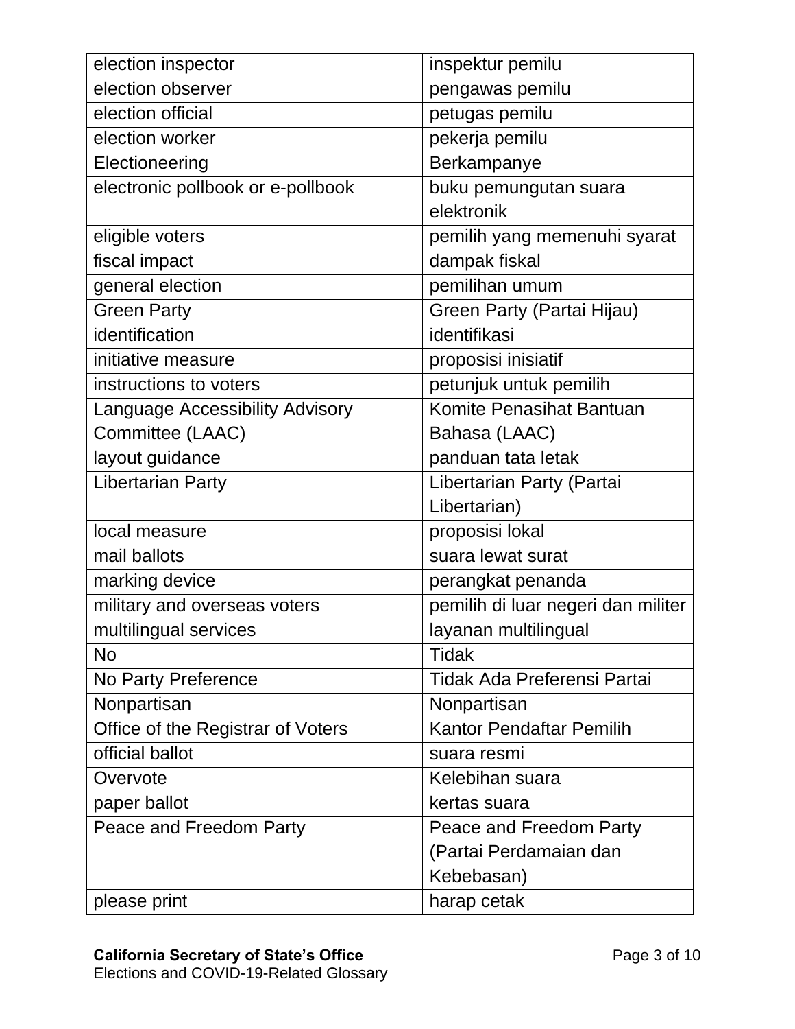| election inspector | inspektur pemilu |
|---|---|
| election observer | pengawas pemilu |
| election official | petugas pemilu |
| election worker | pekerja pemilu |
| Electioneering | Berkampanye |
| electronic pollbook or e-pollbook | buku pemungutan suara elektronik |
| eligible voters | pemilih yang memenuhi syarat |
| fiscal impact | dampak fiskal |
| general election | pemilihan umum |
| Green Party | Green Party (Partai Hijau) |
| identification | identifikasi |
| initiative measure | proposisi inisiatif |
| instructions to voters | petunjuk untuk pemilih |
| Language Accessibility Advisory Committee (LAAC) | Komite Penasihat Bantuan Bahasa (LAAC) |
| layout guidance | panduan tata letak |
| Libertarian Party | Libertarian Party (Partai Libertarian) |
| local measure | proposisi lokal |
| mail ballots | suara lewat surat |
| marking device | perangkat penanda |
| military and overseas voters | pemilih di luar negeri dan militer |
| multilingual services | layanan multilingual |
| No | Tidak |
| No Party Preference | Tidak Ada Preferensi Partai |
| Nonpartisan | Nonpartisan |
| Office of the Registrar of Voters | Kantor Pendaftar Pemilih |
| official ballot | suara resmi |
| Overvote | Kelebihan suara |
| paper ballot | kertas suara |
| Peace and Freedom Party | Peace and Freedom Party (Partai Perdamaian dan Kebebasan) |
| please print | harap cetak |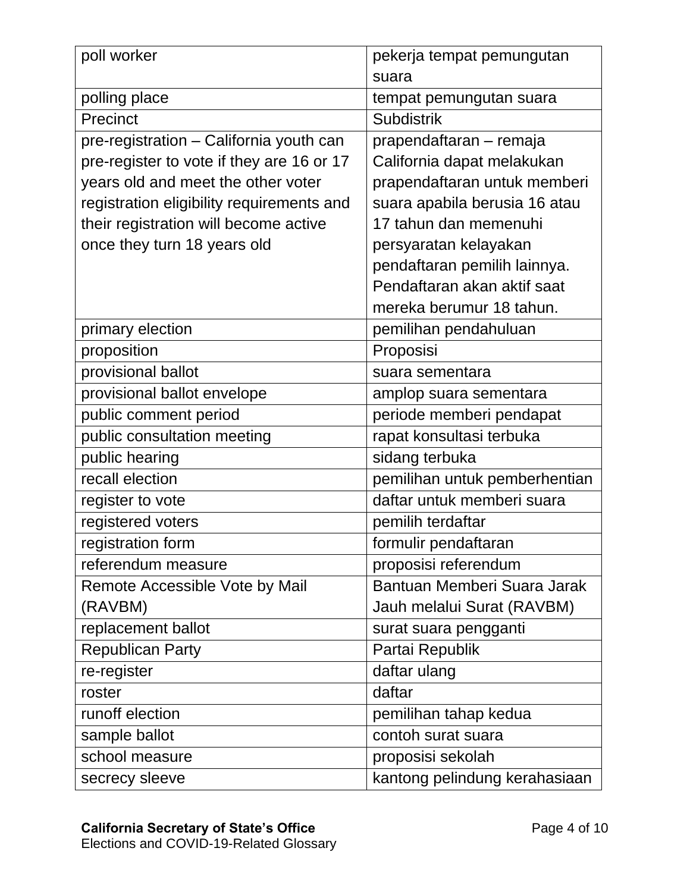| poll worker | pekerja tempat pemungutan suara |
|---|---|
| polling place | tempat pemungutan suara |
| Precinct | Subdistrik |
| pre-registration – California youth can pre-register to vote if they are 16 or 17 years old and meet the other voter registration eligibility requirements and their registration will become active once they turn 18 years old | prapendaftaran – remaja California dapat melakukan prapendaftaran untuk memberi suara apabila berusia 16 atau 17 tahun dan memenuhi persyaratan kelayakan pendaftaran pemilih lainnya. Pendaftaran akan aktif saat mereka berumur 18 tahun. |
| primary election | pemilihan pendahuluan |
| proposition | Proposisi |
| provisional ballot | suara sementara |
| provisional ballot envelope | amplop suara sementara |
| public comment period | periode memberi pendapat |
| public consultation meeting | rapat konsultasi terbuka |
| public hearing | sidang terbuka |
| recall election | pemilihan untuk pemberhentian |
| register to vote | daftar untuk memberi suara |
| registered voters | pemilih terdaftar |
| registration form | formulir pendaftaran |
| referendum measure | proposisi referendum |
| Remote Accessible Vote by Mail (RAVBM) | Bantuan Memberi Suara Jarak Jauh melalui Surat (RAVBM) |
| replacement ballot | surat suara pengganti |
| Republican Party | Partai Republik |
| re-register | daftar ulang |
| roster | daftar |
| runoff election | pemilihan tahap kedua |
| sample ballot | contoh surat suara |
| school measure | proposisi sekolah |
| secrecy sleeve | kantong pelindung kerahasiaan |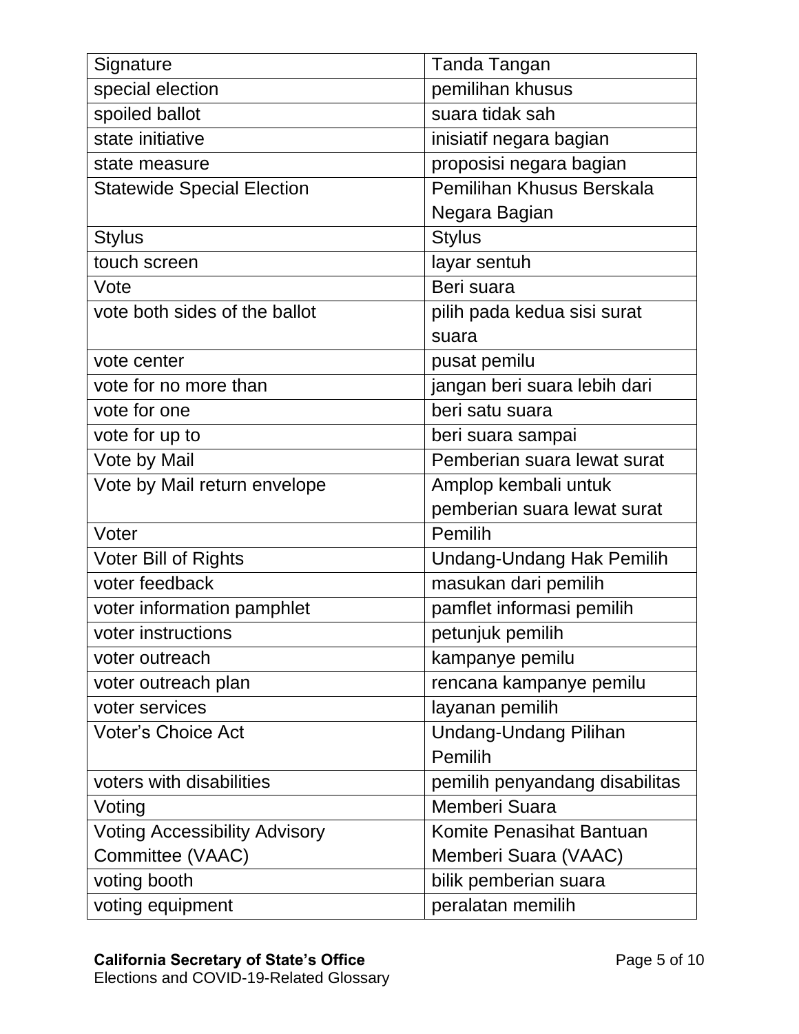| Signature | Tanda Tangan |
|---|---|
| special election | pemilihan khusus |
| spoiled ballot | suara tidak sah |
| state initiative | inisiatif negara bagian |
| state measure | proposisi negara bagian |
| Statewide Special Election | Pemilihan Khusus Berskala Negara Bagian |
| Stylus | Stylus |
| touch screen | layar sentuh |
| Vote | Beri suara |
| vote both sides of the ballot | pilih pada kedua sisi surat suara |
| vote center | pusat pemilu |
| vote for no more than | jangan beri suara lebih dari |
| vote for one | beri satu suara |
| vote for up to | beri suara sampai |
| Vote by Mail | Pemberian suara lewat surat |
| Vote by Mail return envelope | Amplop kembali untuk pemberian suara lewat surat |
| Voter | Pemilih |
| Voter Bill of Rights | Undang-Undang Hak Pemilih |
| voter feedback | masukan dari pemilih |
| voter information pamphlet | pamflet informasi pemilih |
| voter instructions | petunjuk pemilih |
| voter outreach | kampanye pemilu |
| voter outreach plan | rencana kampanye pemilu |
| voter services | layanan pemilih |
| Voter's Choice Act | Undang-Undang Pilihan Pemilih |
| voters with disabilities | pemilih penyandang disabilitas |
| Voting | Memberi Suara |
| Voting Accessibility Advisory Committee (VAAC) | Komite Penasihat Bantuan Memberi Suara (VAAC) |
| voting booth | bilik pemberian suara |
| voting equipment | peralatan memilih |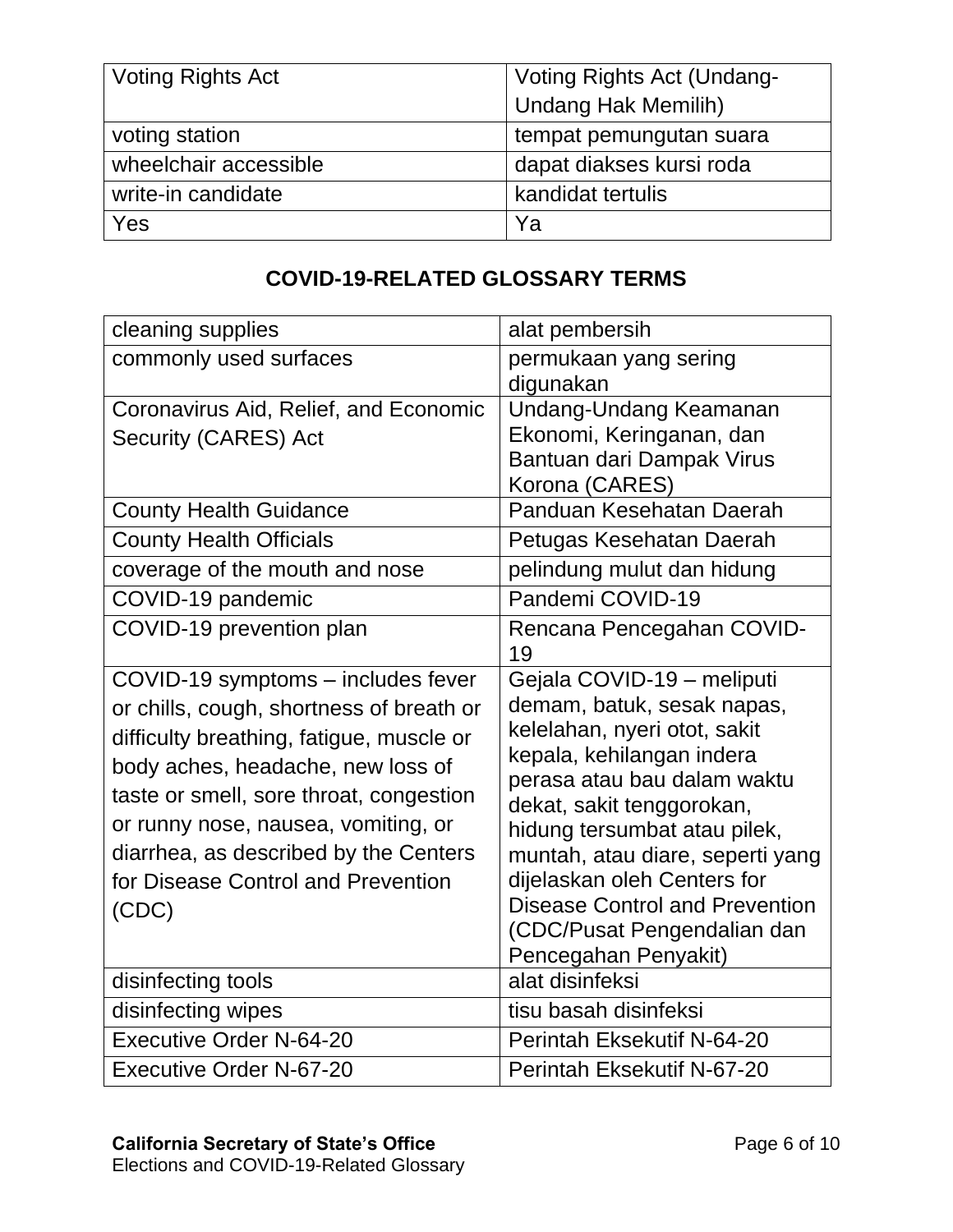| Voting Rights Act | Voting Rights Act (Undang-Undang Hak Memilih) |
|---|---|
| voting station | tempat pemungutan suara |
| wheelchair accessible | dapat diakses kursi roda |
| write-in candidate | kandidat tertulis |
| Yes | Ya |

## COVID-19-RELATED GLOSSARY TERMS

| cleaning supplies | alat pembersih |
|---|---|
| commonly used surfaces | permukaan yang sering digunakan |
| Coronavirus Aid, Relief, and Economic Security (CARES) Act | Undang-Undang Keamanan Ekonomi, Keringanan, dan Bantuan dari Dampak Virus Korona (CARES) |
| County Health Guidance | Panduan Kesehatan Daerah |
| County Health Officials | Petugas Kesehatan Daerah |
| coverage of the mouth and nose | pelindung mulut dan hidung |
| COVID-19 pandemic | Pandemi COVID-19 |
| COVID-19 prevention plan | Rencana Pencegahan COVID-19 |
| COVID-19 symptoms – includes fever or chills, cough, shortness of breath or difficulty breathing, fatigue, muscle or body aches, headache, new loss of taste or smell, sore throat, congestion or runny nose, nausea, vomiting, or diarrhea, as described by the Centers for Disease Control and Prevention (CDC) | Gejala COVID-19 – meliputi demam, batuk, sesak napas, kelelahan, nyeri otot, sakit kepala, kehilangan indera perasa atau bau dalam waktu dekat, sakit tenggorokan, hidung tersumbat atau pilek, muntah, atau diare, seperti yang dijelaskan oleh Centers for Disease Control and Prevention (CDC/Pusat Pengendalian dan Pencegahan Penyakit) |
| disinfecting tools | alat disinfeksi |
| disinfecting wipes | tisu basah disinfeksi |
| Executive Order N-64-20 | Perintah Eksekutif N-64-20 |
| Executive Order N-67-20 | Perintah Eksekutif N-67-20 |

**California Secretary of State's Office**
Elections and COVID-19-Related Glossary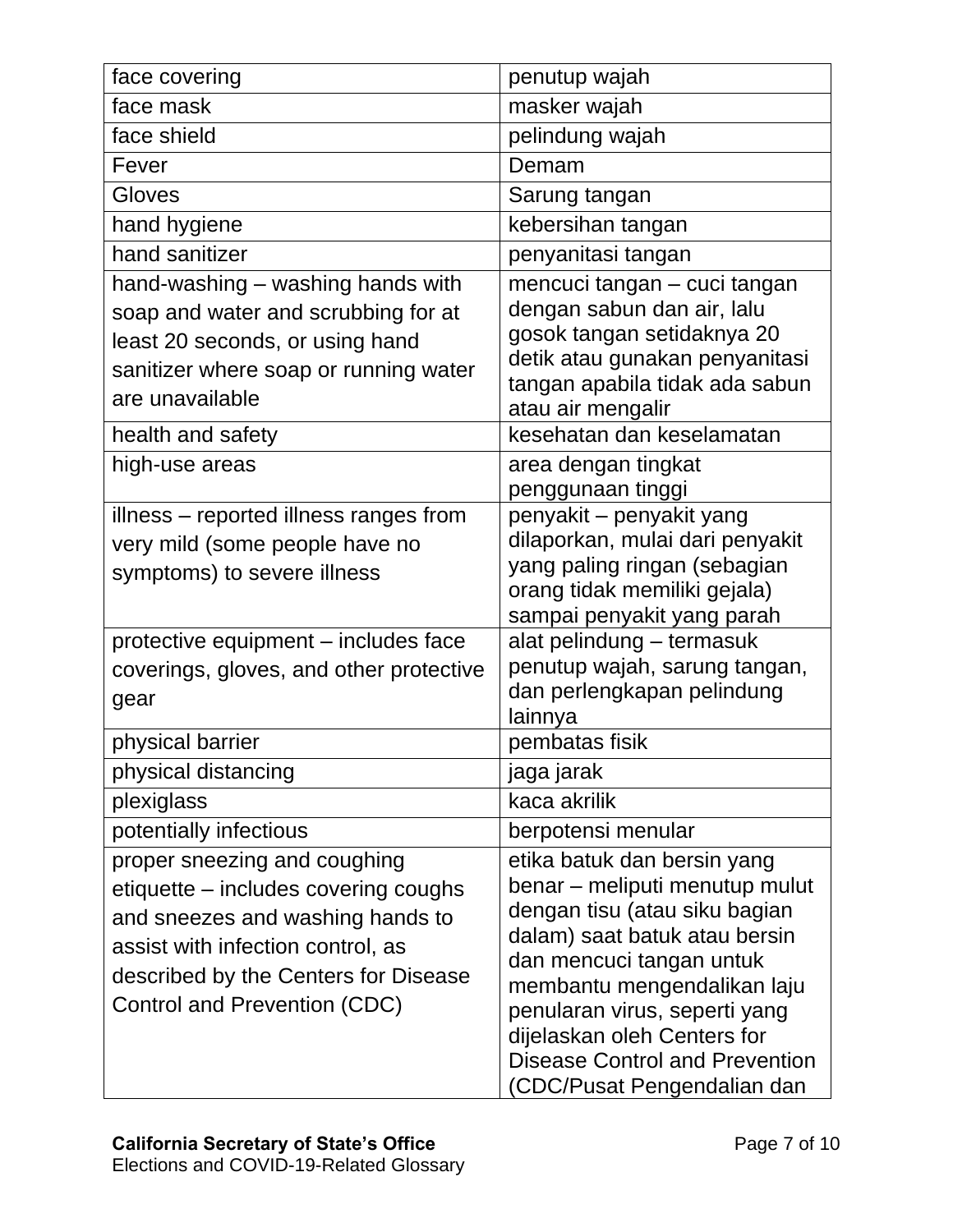| | |
|---|---|
| face covering | penutup wajah |
| face mask | masker wajah |
| face shield | pelindung wajah |
| Fever | Demam |
| Gloves | Sarung tangan |
| hand hygiene | kebersihan tangan |
| hand sanitizer | penyanitasi tangan |
| hand-washing – washing hands with soap and water and scrubbing for at least 20 seconds, or using hand sanitizer where soap or running water are unavailable | mencuci tangan – cuci tangan dengan sabun dan air, lalu gosok tangan setidaknya 20 detik atau gunakan penyanitasi tangan apabila tidak ada sabun atau air mengalir |
| health and safety | kesehatan dan keselamatan |
| high-use areas | area dengan tingkat penggunaan tinggi |
| illness – reported illness ranges from very mild (some people have no symptoms) to severe illness | penyakit – penyakit yang dilaporkan, mulai dari penyakit yang paling ringan (sebagian orang tidak memiliki gejala) sampai penyakit yang parah |
| protective equipment – includes face coverings, gloves, and other protective gear | alat pelindung – termasuk penutup wajah, sarung tangan, dan perlengkapan pelindung lainnya |
| physical barrier | pembatas fisik |
| physical distancing | jaga jarak |
| plexiglass | kaca akrilik |
| potentially infectious | berpotensi menular |
| proper sneezing and coughing etiquette – includes covering coughs and sneezes and washing hands to assist with infection control, as described by the Centers for Disease Control and Prevention (CDC) | etika batuk dan bersin yang benar – meliputi menutup mulut dengan tisu (atau siku bagian dalam) saat batuk atau bersin dan mencuci tangan untuk membantu mengendalikan laju penularan virus, seperti yang dijelaskan oleh Centers for Disease Control and Prevention (CDC/Pusat Pengendalian dan |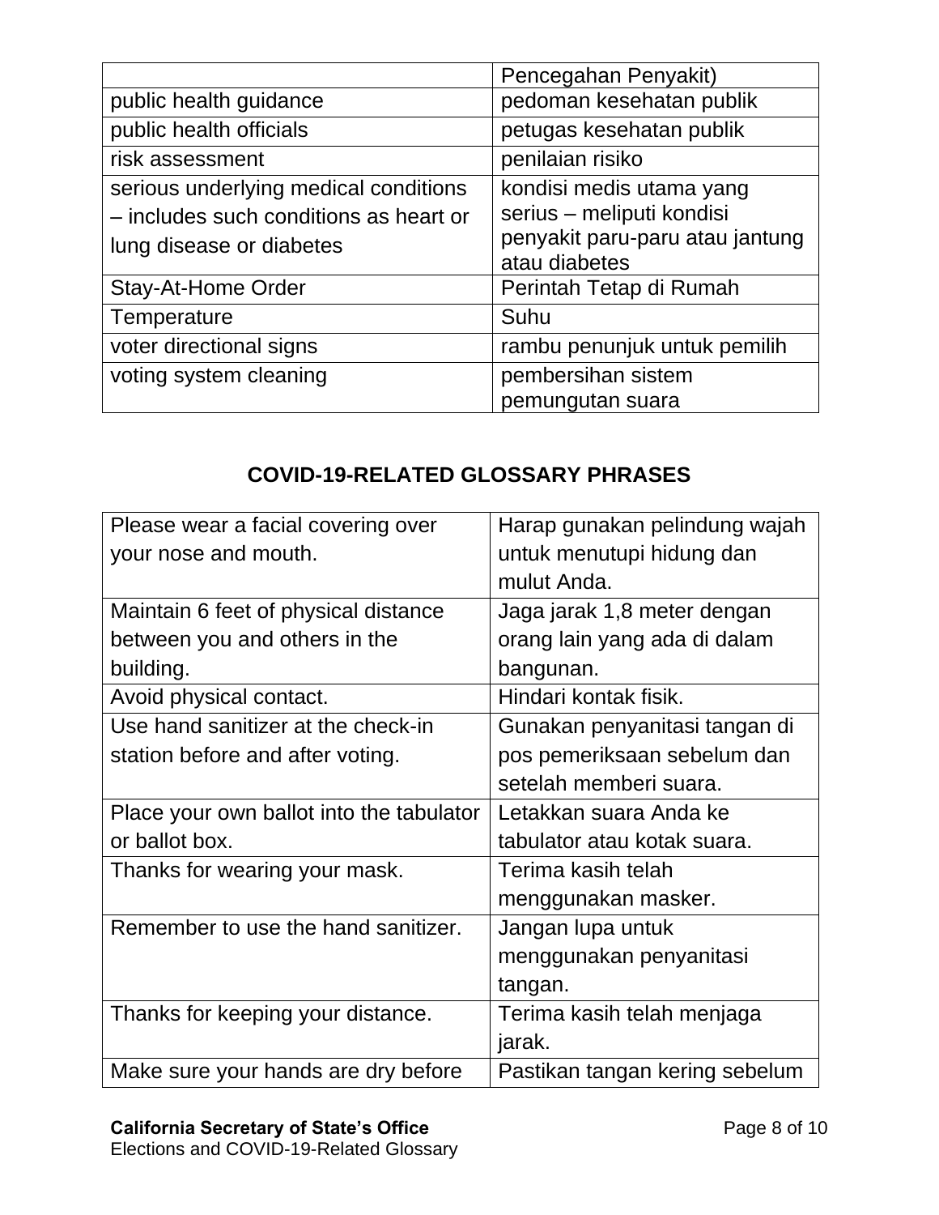| | |
|---|---|
| | Pencegahan Penyakit) |
| public health guidance | pedoman kesehatan publik |
| public health officials | petugas kesehatan publik |
| risk assessment | penilaian risiko |
| serious underlying medical conditions – includes such conditions as heart or lung disease or diabetes | kondisi medis utama yang serius – meliputi kondisi penyakit paru-paru atau jantung atau diabetes |
| Stay-At-Home Order | Perintah Tetap di Rumah |
| Temperature | Suhu |
| voter directional signs | rambu penunjuk untuk pemilih |
| voting system cleaning | pembersihan sistem pemungutan suara |

## COVID-19-RELATED GLOSSARY PHRASES

| | |
|---|---|
| Please wear a facial covering over your nose and mouth. | Harap gunakan pelindung wajah untuk menutupi hidung dan mulut Anda. |
| Maintain 6 feet of physical distance between you and others in the building. | Jaga jarak 1,8 meter dengan orang lain yang ada di dalam bangunan. |
| Avoid physical contact. | Hindari kontak fisik. |
| Use hand sanitizer at the check-in station before and after voting. | Gunakan penyanitasi tangan di pos pemeriksaan sebelum dan setelah memberi suara. |
| Place your own ballot into the tabulator or ballot box. | Letakkan suara Anda ke tabulator atau kotak suara. |
| Thanks for wearing your mask. | Terima kasih telah menggunakan masker. |
| Remember to use the hand sanitizer. | Jangan lupa untuk menggunakan penyanitasi tangan. |
| Thanks for keeping your distance. | Terima kasih telah menjaga jarak. |
| Make sure your hands are dry before | Pastikan tangan kering sebelum |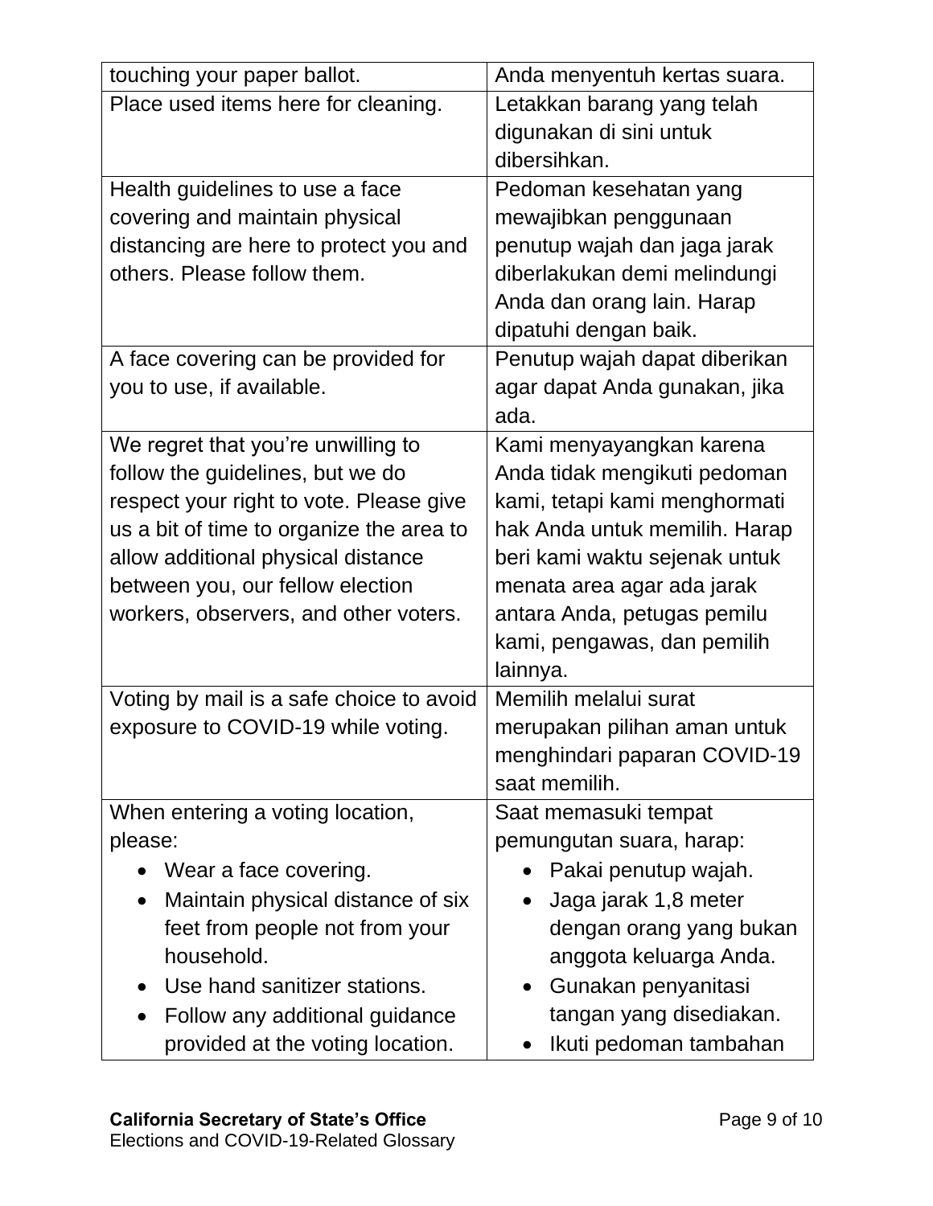| | |
|---|---|
| touching your paper ballot. | Anda menyentuh kertas suara. |
| Place used items here for cleaning. | Letakkan barang yang telah digunakan di sini untuk dibersihkan. |
| Health guidelines to use a face covering and maintain physical distancing are here to protect you and others. Please follow them. | Pedoman kesehatan yang mewajibkan penggunaan penutup wajah dan jaga jarak diberlakukan demi melindungi Anda dan orang lain. Harap dipatuhi dengan baik. |
| A face covering can be provided for you to use, if available. | Penutup wajah dapat diberikan agar dapat Anda gunakan, jika ada. |
| We regret that you're unwilling to follow the guidelines, but we do respect your right to vote. Please give us a bit of time to organize the area to allow additional physical distance between you, our fellow election workers, observers, and other voters. | Kami menyayangkan karena Anda tidak mengikuti pedoman kami, tetapi kami menghormati hak Anda untuk memilih. Harap beri kami waktu sejenak untuk menata area agar ada jarak antara Anda, petugas pemilu kami, pengawas, dan pemilih lainnya. |
| Voting by mail is a safe choice to avoid exposure to COVID-19 while voting. | Memilih melalui surat merupakan pilihan aman untuk menghindari paparan COVID-19 saat memilih. |
| When entering a voting location, please:<br>• Wear a face covering.<br>• Maintain physical distance of six feet from people not from your household.<br>• Use hand sanitizer stations.<br>• Follow any additional guidance provided at the voting location. | Saat memasuki tempat pemungutan suara, harap:<br>• Pakai penutup wajah.<br>• Jaga jarak 1,8 meter dengan orang yang bukan anggota keluarga Anda.<br>• Gunakan penyanitasi tangan yang disediakan.<br>• Ikuti pedoman tambahan |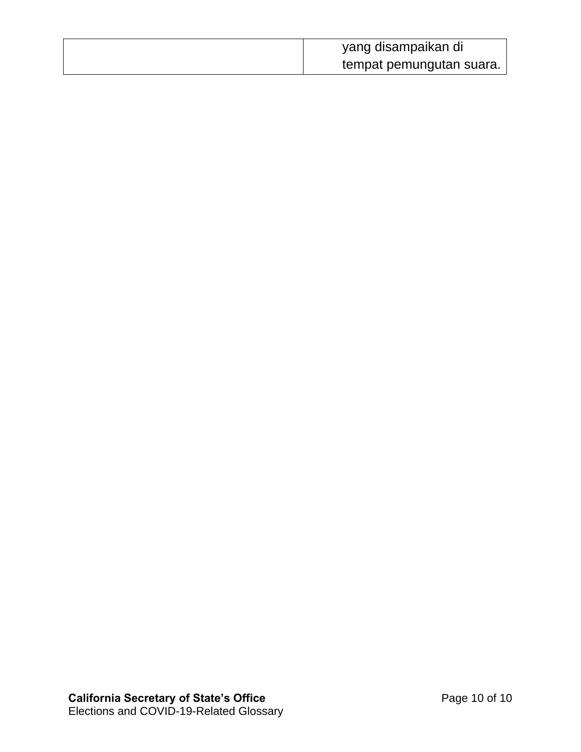| | |
|---|---|
| | yang disampaikan di tempat pemungutan suara. |